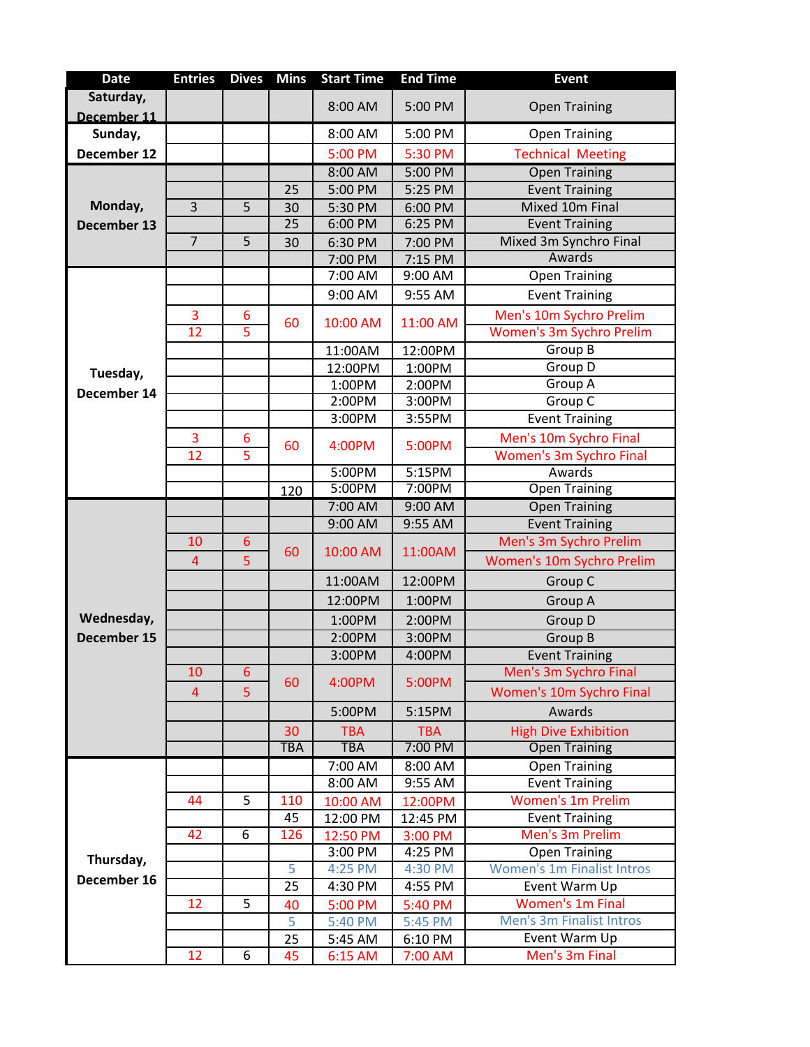| Date | Entries | Dives | Mins | Start Time | End Time | Event |
|---|---|---|---|---|---|---|
| Saturday, December 11 | | | | 8:00 AM | 5:00 PM | Open Training |
| Sunday, December 12 | | | | 8:00 AM | 5:00 PM | Open Training |
| | | | | 5:00 PM | 5:30 PM | Technical Meeting |
| Monday, December 13 | | | | 8:00 AM | 5:00 PM | Open Training |
| | | | 25 | 5:00 PM | 5:25 PM | Event Training |
| | 3 | 5 | 30 | 5:30 PM | 6:00 PM | Mixed 10m Final |
| | | | 25 | 6:00 PM | 6:25 PM | Event Training |
| | 7 | 5 | 30 | 6:30 PM | 7:00 PM | Mixed 3m Synchro Final |
| | | | | 7:00 PM | 7:15 PM | Awards |
| Tuesday, December 14 | | | | 7:00 AM | 9:00 AM | Open Training |
| | | | | 9:00 AM | 9:55 AM | Event Training |
| | 3 | 6 | 60 | 10:00 AM | 11:00 AM | Men's 10m Sychro Prelim |
| | 12 | 5 | | | | Women's 3m Sychro Prelim |
| | | | | 11:00AM | 12:00PM | Group B |
| | | | | 12:00PM | 1:00PM | Group D |
| | | | | 1:00PM | 2:00PM | Group A |
| | | | | 2:00PM | 3:00PM | Group C |
| | | | | 3:00PM | 3:55PM | Event Training |
| | 3 | 6 | 60 | 4:00PM | 5:00PM | Men's 10m Sychro Final |
| | 12 | 5 | | | | Women's 3m Sychro Final |
| | | | | 5:00PM | 5:15PM | Awards |
| | | | 120 | 5:00PM | 7:00PM | Open Training |
| Wednesday, December 15 | | | | 7:00 AM | 9:00 AM | Open Training |
| | | | | 9:00 AM | 9:55 AM | Event Training |
| | 10 | 6 | 60 | 10:00 AM | 11:00AM | Men's 3m Sychro Prelim |
| | 4 | 5 | | | | Women's 10m Sychro Prelim |
| | | | | 11:00AM | 12:00PM | Group C |
| | | | | 12:00PM | 1:00PM | Group A |
| | | | | 1:00PM | 2:00PM | Group D |
| | | | | 2:00PM | 3:00PM | Group B |
| | | | | 3:00PM | 4:00PM | Event Training |
| | 10 | 6 | 60 | 4:00PM | 5:00PM | Men's 3m Sychro Final |
| | 4 | 5 | | | | Women's 10m Sychro Final |
| | | | | 5:00PM | 5:15PM | Awards |
| | | | 30 | TBA | TBA | High Dive Exhibition |
| | | | TBA | TBA | 7:00 PM | Open Training |
| Thursday, December 16 | | | | 7:00 AM | 8:00 AM | Open Training |
| | | | | 8:00 AM | 9:55 AM | Event Training |
| | 44 | 5 | 110 | 10:00 AM | 12:00PM | Women's 1m Prelim |
| | | | 45 | 12:00 PM | 12:45 PM | Event Training |
| | 42 | 6 | 126 | 12:50 PM | 3:00 PM | Men's 3m Prelim |
| | | | | 3:00 PM | 4:25 PM | Open Training |
| | | | 5 | 4:25 PM | 4:30 PM | Women's 1m Finalist Intros |
| | | | 25 | 4:30 PM | 4:55 PM | Event Warm Up |
| | 12 | 5 | 40 | 5:00 PM | 5:40 PM | Women's 1m Final |
| | | | 5 | 5:40 PM | 5:45 PM | Men's 3m Finalist Intros |
| | | | 25 | 5:45 AM | 6:10 PM | Event Warm Up |
| | 12 | 6 | 45 | 6:15 AM | 7:00 AM | Men's 3m Final |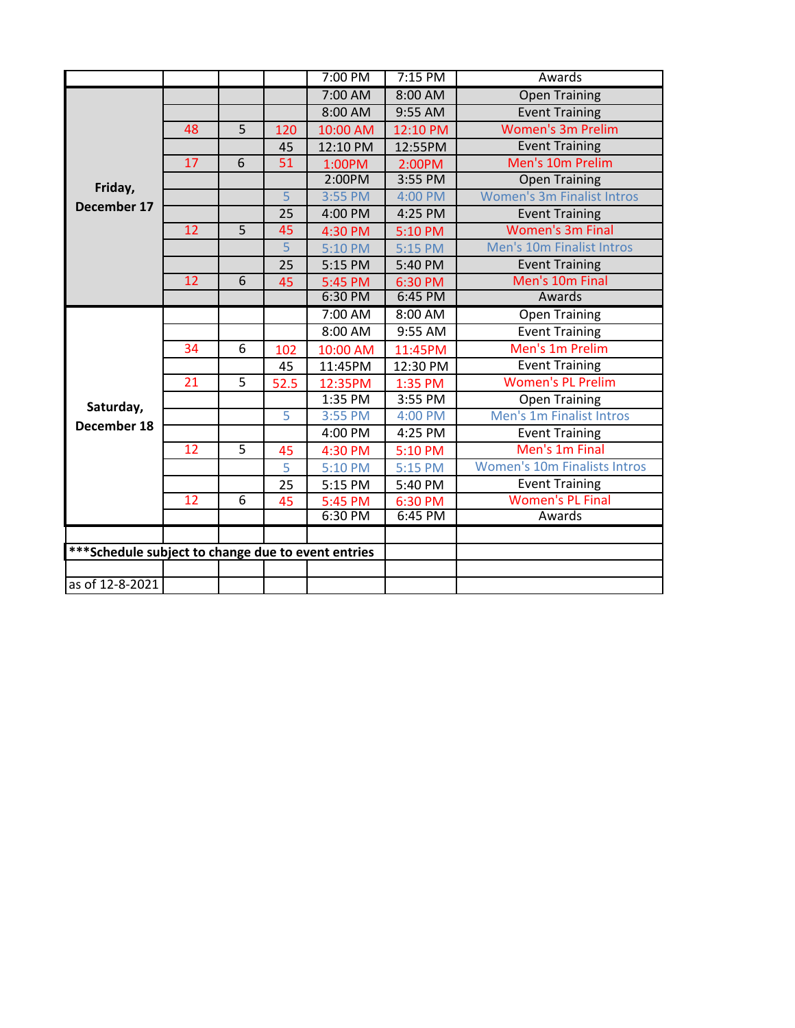| | | | | | | |
|---|---|---|---|---|---|---|
| | | | | 7:00 PM | 7:15 PM | Awards |
| **Friday, December 17** | | | | 7:00 AM | 8:00 AM | Open Training |
| | | | | 8:00 AM | 9:55 AM | Event Training |
| | 48 | 5 | 120 | 10:00 AM | 12:10 PM | Women's 3m Prelim |
| | | | 45 | 12:10 PM | 12:55PM | Event Training |
| | 17 | 6 | 51 | 1:00PM | 2:00PM | Men's 10m Prelim |
| | | | | 2:00PM | 3:55 PM | Open Training |
| | | | 5 | 3:55 PM | 4:00 PM | Women's 3m Finalist Intros |
| | | | 25 | 4:00 PM | 4:25 PM | Event Training |
| | 12 | 5 | 45 | 4:30 PM | 5:10 PM | Women's 3m Final |
| | | | 5 | 5:10 PM | 5:15 PM | Men's 10m Finalist Intros |
| | | | 25 | 5:15 PM | 5:40 PM | Event Training |
| | 12 | 6 | 45 | 5:45 PM | 6:30 PM | Men's 10m Final |
| | | | | 6:30 PM | 6:45 PM | Awards |
| **Saturday, December 18** | | | | 7:00 AM | 8:00 AM | Open Training |
| | | | | 8:00 AM | 9:55 AM | Event Training |
| | 34 | 6 | 102 | 10:00 AM | 11:45PM | Men's 1m Prelim |
| | | | 45 | 11:45PM | 12:30 PM | Event Training |
| | 21 | 5 | 52.5 | 12:35PM | 1:35 PM | Women's PL Prelim |
| | | | | 1:35 PM | 3:55 PM | Open Training |
| | | | 5 | 3:55 PM | 4:00 PM | Men's 1m Finalist Intros |
| | | | | 4:00 PM | 4:25 PM | Event Training |
| | 12 | 5 | 45 | 4:30 PM | 5:10 PM | Men's 1m Final |
| | | | 5 | 5:10 PM | 5:15 PM | Women's 10m Finalists Intros |
| | | | 25 | 5:15 PM | 5:40 PM | Event Training |
| | 12 | 6 | 45 | 5:45 PM | 6:30 PM | Women's PL Final |
| | | | | 6:30 PM | 6:45 PM | Awards |

**\*\*\*Schedule subject to change due to event entries**

as of 12-8-2021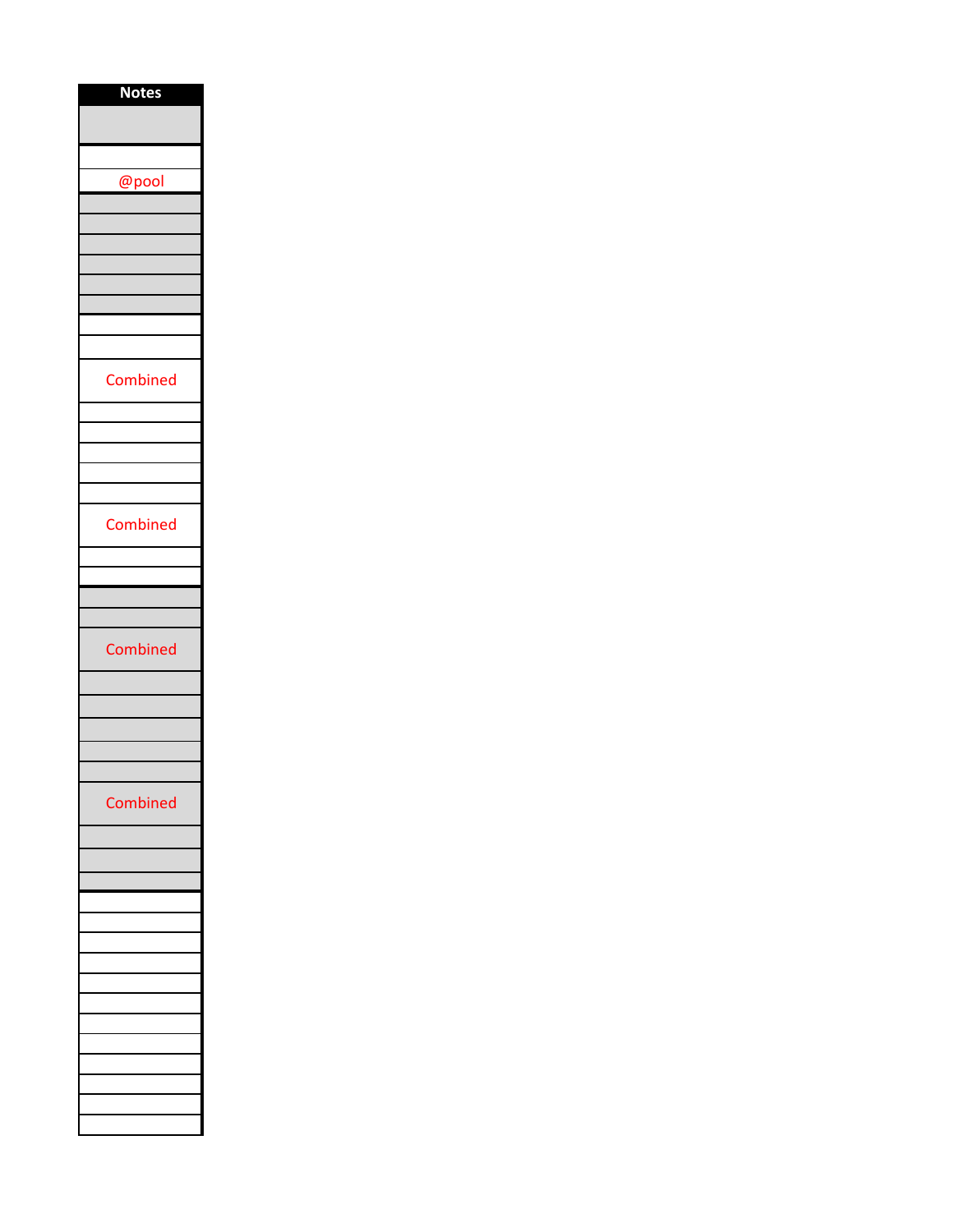| Notes |
| --- |
| |
| |
| @pool |
| |
| |
| |
| |
| |
| |
| |
| |
| Combined |
| |
| |
| |
| |
| |
| Combined |
| |
| |
| |
| |
| Combined |
| |
| |
| |
| |
| |
| Combined |
| |
| |
| |
| |
| |
| |
| |
| |
| |
| |
| |
| |
| |
| |
| |